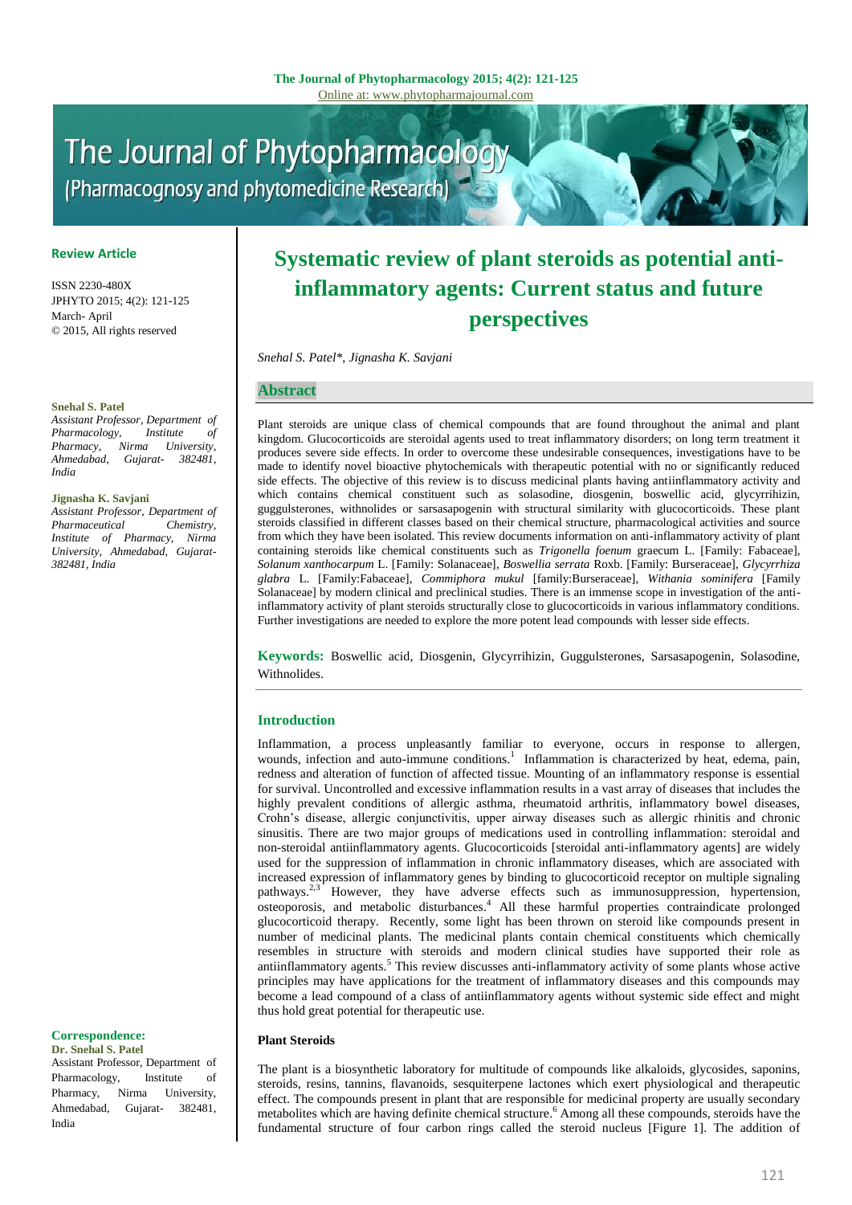**Review Article**

ISSN 2230-480X
JPHYTO 2015; 4(2): 121-125
March- April
© 2015, All rights reserved

**Snehal S. Patel**
*Assistant Professor, Department of Pharmacology, Institute of Pharmacy, Nirma University, Ahmedabad, Gujarat- 382481, India*

**Jignasha K. Savjani**
*Assistant Professor, Department of Pharmaceutical Chemistry, Institute of Pharmacy, Nirma University, Ahmedabad, Gujarat-382481, India*

**Correspondence:**
**Dr. Snehal S. Patel**
Assistant Professor, Department of Pharmacology, Institute of Pharmacy, Nirma University, Ahmedabad, Gujarat- 382481, India

# Systematic review of plant steroids as potential anti-inflammatory agents: Current status and future perspectives

*Snehal S. Patel\*, Jignasha K. Savjani*

## Abstract

Plant steroids are unique class of chemical compounds that are found throughout the animal and plant kingdom. Glucocorticoids are steroidal agents used to treat inflammatory disorders; on long term treatment it produces severe side effects. In order to overcome these undesirable consequences, investigations have to be made to identify novel bioactive phytochemicals with therapeutic potential with no or significantly reduced side effects. The objective of this review is to discuss medicinal plants having antiinflammatory activity and which contains chemical constituent such as solasodine, diosgenin, boswellic acid, glycyrrihizin, guggulsterones, withnolides or sarsasapogenin with structural similarity with glucocorticoids. These plant steroids classified in different classes based on their chemical structure, pharmacological activities and source from which they have been isolated. This review documents information on anti-inflammatory activity of plant containing steroids like chemical constituents such as *Trigonella foenum* graecum L. [Family: Fabaceae], *Solanum xanthocarpum* L. [Family: Solanaceae], *Boswellia serrata* Roxb. [Family: Burseraceae], *Glycyrrhiza glabra* L. [Family:Fabaceae], *Commiphora mukul* [family:Burseraceae], *Withania sominifera* [Family Solanaceae] by modern clinical and preclinical studies. There is an immense scope in investigation of the anti-inflammatory activity of plant steroids structurally close to glucocorticoids in various inflammatory conditions. Further investigations are needed to explore the more potent lead compounds with lesser side effects.

**Keywords:** Boswellic acid, Diosgenin, Glycyrrihizin, Guggulsterones, Sarsasapogenin, Solasodine, Withnolides.

## Introduction

Inflammation, a process unpleasantly familiar to everyone, occurs in response to allergen, wounds, infection and auto-immune conditions.[1] Inflammation is characterized by heat, edema, pain, redness and alteration of function of affected tissue. Mounting of an inflammatory response is essential for survival. Uncontrolled and excessive inflammation results in a vast array of diseases that includes the highly prevalent conditions of allergic asthma, rheumatoid arthritis, inflammatory bowel diseases, Crohn's disease, allergic conjunctivitis, upper airway diseases such as allergic rhinitis and chronic sinusitis. There are two major groups of medications used in controlling inflammation: steroidal and non-steroidal antiinflammatory agents. Glucocorticoids [steroidal anti-inflammatory agents] are widely used for the suppression of inflammation in chronic inflammatory diseases, which are associated with increased expression of inflammatory genes by binding to glucocorticoid receptor on multiple signaling pathways.[2,3] However, they have adverse effects such as immunosuppression, hypertension, osteoporosis, and metabolic disturbances.[4] All these harmful properties contraindicate prolonged glucocorticoid therapy. Recently, some light has been thrown on steroid like compounds present in number of medicinal plants. The medicinal plants contain chemical constituents which chemically resembles in structure with steroids and modern clinical studies have supported their role as antiinflammatory agents.[5] This review discusses anti-inflammatory activity of some plants whose active principles may have applications for the treatment of inflammatory diseases and this compounds may become a lead compound of a class of antiinflammatory agents without systemic side effect and might thus hold great potential for therapeutic use.

### Plant Steroids

The plant is a biosynthetic laboratory for multitude of compounds like alkaloids, glycosides, saponins, steroids, resins, tannins, flavanoids, sesquiterpene lactones which exert physiological and therapeutic effect. The compounds present in plant that are responsible for medicinal property are usually secondary metabolites which are having definite chemical structure.[6] Among all these compounds, steroids have the fundamental structure of four carbon rings called the steroid nucleus [Figure 1]. The addition of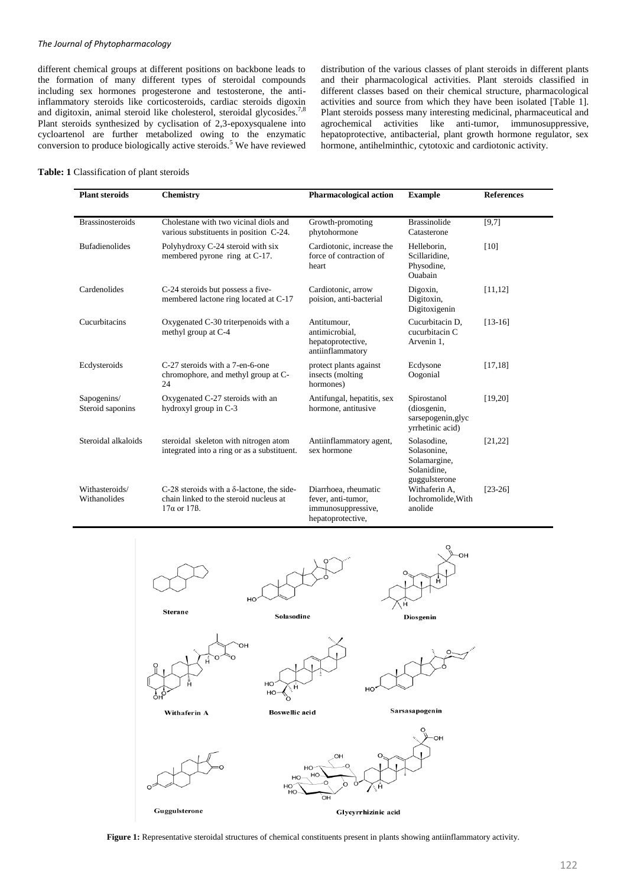different chemical groups at different positions on backbone leads to the formation of many different types of steroidal compounds including sex hormones progesterone and testosterone, the anti-inflammatory steroids like corticosteroids, cardiac steroids digoxin and digitoxin, animal steroid like cholesterol, steroidal glycosides.[7,8] Plant steroids synthesized by cyclisation of 2,3-epoxysqualene into cycloartenol are further metabolized owing to the enzymatic conversion to produce biologically active steroids.[5] We have reviewed distribution of the various classes of plant steroids in different plants and their pharmacological activities. Plant steroids classified in different classes based on their chemical structure, pharmacological activities and source from which they have been isolated [Table 1]. Plant steroids possess many interesting medicinal, pharmaceutical and agrochemical activities like anti-tumor, immunosuppressive, hepatoprotective, antibacterial, plant growth hormone regulator, sex hormone, antihelminthic, cytotoxic and cardiotonic activity.

**Table: 1** Classification of plant steroids

| Plant steroids | Chemistry | Pharmacological action | Example | References |
|---|---|---|---|---|
| Brassinosteroids | Cholestane with two vicinal diols and various substituents in position C-24. | Growth-promoting phytohormone | Brassinolide Catasterone | [9,7] |
| Bufadienolides | Polyhydroxy C-24 steroid with six membered pyrone ring at C-17. | Cardiotonic, increase the force of contraction of heart | Helleborin, Scillaridine, Physodine, Ouabain | [10] |
| Cardenolides | C-24 steroids but possess a five-membered lactone ring located at C-17 | Cardiotonic, arrow poision, anti-bacterial | Digoxin, Digitoxin, Digitoxigenin | [11,12] |
| Cucurbitacins | Oxygenated C-30 triterpenoids with a methyl group at C-4 | Antitumour, antimicrobial, hepatoprotective, antiinflammatory | Cucurbitacin D, cucurbitacin C Arvenin 1, | [13-16] |
| Ecdysteroids | C-27 steroids with a 7-en-6-one chromophore, and methyl group at C-24 | protect plants against insects (molting hormones) | Ecdysone Oogonial | [17,18] |
| Sapogenins/ Steroid saponins | Oxygenated C-27 steroids with an hydroxyl group in C-3 | Antifungal, hepatitis, sex hormone, antitusive | Spirostanol (diosgenin, sarsepogenin,glyc yrrhetinic acid) | [19,20] |
| Steroidal alkaloids | steroidal skeleton with nitrogen atom integrated into a ring or as a substituent. | Antiinflammatory agent, sex hormone | Solasodine, Solasonine, Solamargine, Solanidine, guggulsterone | [21,22] |
| Withasteroids/ Withanolides | C-28 steroids with a δ-lactone, the side-chain linked to the steroid nucleus at 17α or 17β. | Diarrhoea, rheumatic fever, anti-tumor, immunosuppressive, hepatoprotective, | Withaferin A, Iochromolide,With anolide | [23-26] |

**Figure 1:** Representative steroidal structures of chemical constituents present in plants showing antiinflammatory activity.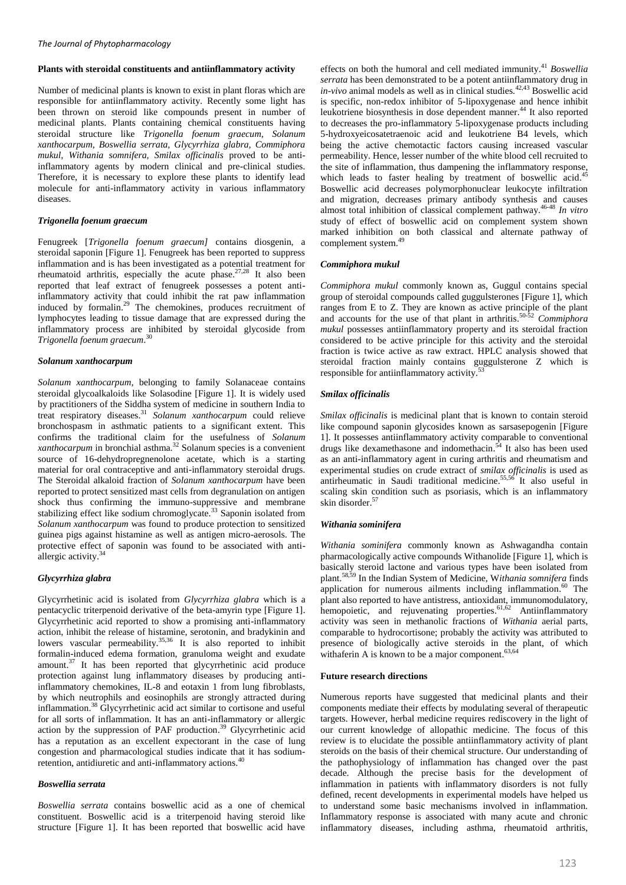**Plants with steroidal constituents and antiinflammatory activity**

Number of medicinal plants is known to exist in plant floras which are responsible for antiinflammatory activity. Recently some light has been thrown on steroid like compounds present in number of medicinal plants. Plants containing chemical constituents having steroidal structure like *Trigonella foenum graecum, Solanum xanthocarpum, Boswellia serrata, Glycyrrhiza glabra, Commiphora mukul, Withania somnifera, Smilax officinalis* proved to be anti-inflammatory agents by modern clinical and pre-clinical studies. Therefore, it is necessary to explore these plants to identify lead molecule for anti-inflammatory activity in various inflammatory diseases.

***Trigonella foenum graecum***

Fenugreek [*Trigonella foenum graecum]* contains diosgenin, a steroidal saponin [Figure 1]. Fenugreek has been reported to suppress inflammation and is has been investigated as a potential treatment for rheumatoid arthritis, especially the acute phase.[27,28] It also been reported that leaf extract of fenugreek possesses a potent anti-inflammatory activity that could inhibit the rat paw inflammation induced by formalin.[29] The chemokines, produces recruitment of lymphocytes leading to tissue damage that are expressed during the inflammatory process are inhibited by steroidal glycoside from *Trigonella foenum graecum*.[30]

***Solanum xanthocarpum***

*Solanum xanthocarpum*, belonging to family Solanaceae contains steroidal glycoalkaloids like Solasodine [Figure 1]. It is widely used by practitioners of the Siddha system of medicine in southern India to treat respiratory diseases.[31] *Solanum xanthocarpum* could relieve bronchospasm in asthmatic patients to a significant extent. This confirms the traditional claim for the usefulness of *Solanum xanthocarpum* in bronchial asthma.[32] Solanum species is a convenient source of 16-dehydropregnenolone acetate, which is a starting material for oral contraceptive and anti-inflammatory steroidal drugs. The Steroidal alkaloid fraction of *Solanum xanthocarpum* have been reported to protect sensitized mast cells from degranulation on antigen shock thus confirming the immuno-suppressive and membrane stabilizing effect like sodium chromoglycate.[33] Saponin isolated from *Solanum xanthocarpum* was found to produce protection to sensitized guinea pigs against histamine as well as antigen micro-aerosols. The protective effect of saponin was found to be associated with anti-allergic activity.[34]

***Glycyrrhiza glabra***

Glycyrrhetinic acid is isolated from *Glycyrrhiza glabra* which is a pentacyclic triterpenoid derivative of the beta-amyrin type [Figure 1]. Glycyrrhetinic acid reported to show a promising anti-inflammatory action, inhibit the release of histamine, serotonin, and bradykinin and lowers vascular permeability.[35,36] It is also reported to inhibit formalin-induced edema formation, granuloma weight and exudate amount.[37] It has been reported that glycyrrhetinic acid produce protection against lung inflammatory diseases by producing anti-inflammatory chemokines, IL-8 and eotaxin 1 from lung fibroblasts, by which neutrophils and eosinophils are strongly attracted during inflammation.[38] Glycyrrhetinic acid act similar to cortisone and useful for all sorts of inflammation. It has an anti-inflammatory or allergic action by the suppression of PAF production.[39] Glycyrrhetinic acid has a reputation as an excellent expectorant in the case of lung congestion and pharmacological studies indicate that it has sodium-retention, antidiuretic and anti-inflammatory actions.[40]

***Boswellia serrata***

*Boswellia serrata* contains boswellic acid as a one of chemical constituent. Boswellic acid is a triterpenoid having steroid like structure [Figure 1]. It has been reported that boswellic acid have effects on both the humoral and cell mediated immunity.[41] *Boswellia serrata* has been demonstrated to be a potent antiinflammatory drug in *in-vivo* animal models as well as in clinical studies.[42,43] Boswellic acid is specific, non-redox inhibitor of 5-lipoxygenase and hence inhibit leukotriene biosynthesis in dose dependent manner.[44] It also reported to decreases the pro-inflammatory 5-lipoxygenase products including 5-hydroxyeicosatetraenoic acid and leukotriene B4 levels, which being the active chemotactic factors causing increased vascular permeability. Hence, lesser number of the white blood cell recruited to the site of inflammation, thus dampening the inflammatory response, which leads to faster healing by treatment of boswellic acid.[45] Boswellic acid decreases polymorphonuclear leukocyte infiltration and migration, decreases primary antibody synthesis and causes almost total inhibition of classical complement pathway.[46-48] *In vitro* study of effect of boswellic acid on complement system shown marked inhibition on both classical and alternate pathway of complement system.[49]

***Commiphora mukul***

*Commiphora mukul* commonly known as, Guggul contains special group of steroidal compounds called guggulsterones [Figure 1], which ranges from E to Z. They are known as active principle of the plant and accounts for the use of that plant in arthritis.[50-52] *Commiphora mukul* possesses antiinflammatory property and its steroidal fraction considered to be active principle for this activity and the steroidal fraction is twice active as raw extract. HPLC analysis showed that steroidal fraction mainly contains guggulsterone Z which is responsible for antiinflammatory activity.[53]

***Smilax officinalis***

*Smilax officinalis* is medicinal plant that is known to contain steroid like compound saponin glycosides known as sarsasepogenin [Figure 1]. It possesses antiinflammatory activity comparable to conventional drugs like dexamethasone and indomethacin.[54] It also has been used as an anti-inflammatory agent in curing arthritis and rheumatism and experimental studies on crude extract of *smilax officinalis* is used as antirheumatic in Saudi traditional medicine.[55,56] It also useful in scaling skin condition such as psoriasis, which is an inflammatory skin disorder.[57]

***Withania sominifera***

*Withania sominifera* commonly known as Ashwagandha contain pharmacologically active compounds Withanolide [Figure 1], which is basically steroid lactone and various types have been isolated from plant.[58,59] In the Indian System of Medicine, W*ithania somnifera* finds application for numerous ailments including inflammation.[60] The plant also reported to have antistress, antioxidant, immunomodulatory, hemopoietic, and rejuvenating properties.[61,62] Antiinflammatory activity was seen in methanolic fractions of *Withania* aerial parts, comparable to hydrocortisone; probably the activity was attributed to presence of biologically active steroids in the plant, of which withaferin A is known to be a major component.[63,64]

**Future research directions**

Numerous reports have suggested that medicinal plants and their components mediate their effects by modulating several of therapeutic targets. However, herbal medicine requires rediscovery in the light of our current knowledge of allopathic medicine. The focus of this review is to elucidate the possible antiinflammatory activity of plant steroids on the basis of their chemical structure. Our understanding of the pathophysiology of inflammation has changed over the past decade. Although the precise basis for the development of inflammation in patients with inflammatory disorders is not fully defined, recent developments in experimental models have helped us to understand some basic mechanisms involved in inflammation. Inflammatory response is associated with many acute and chronic inflammatory diseases, including asthma, rheumatoid arthritis,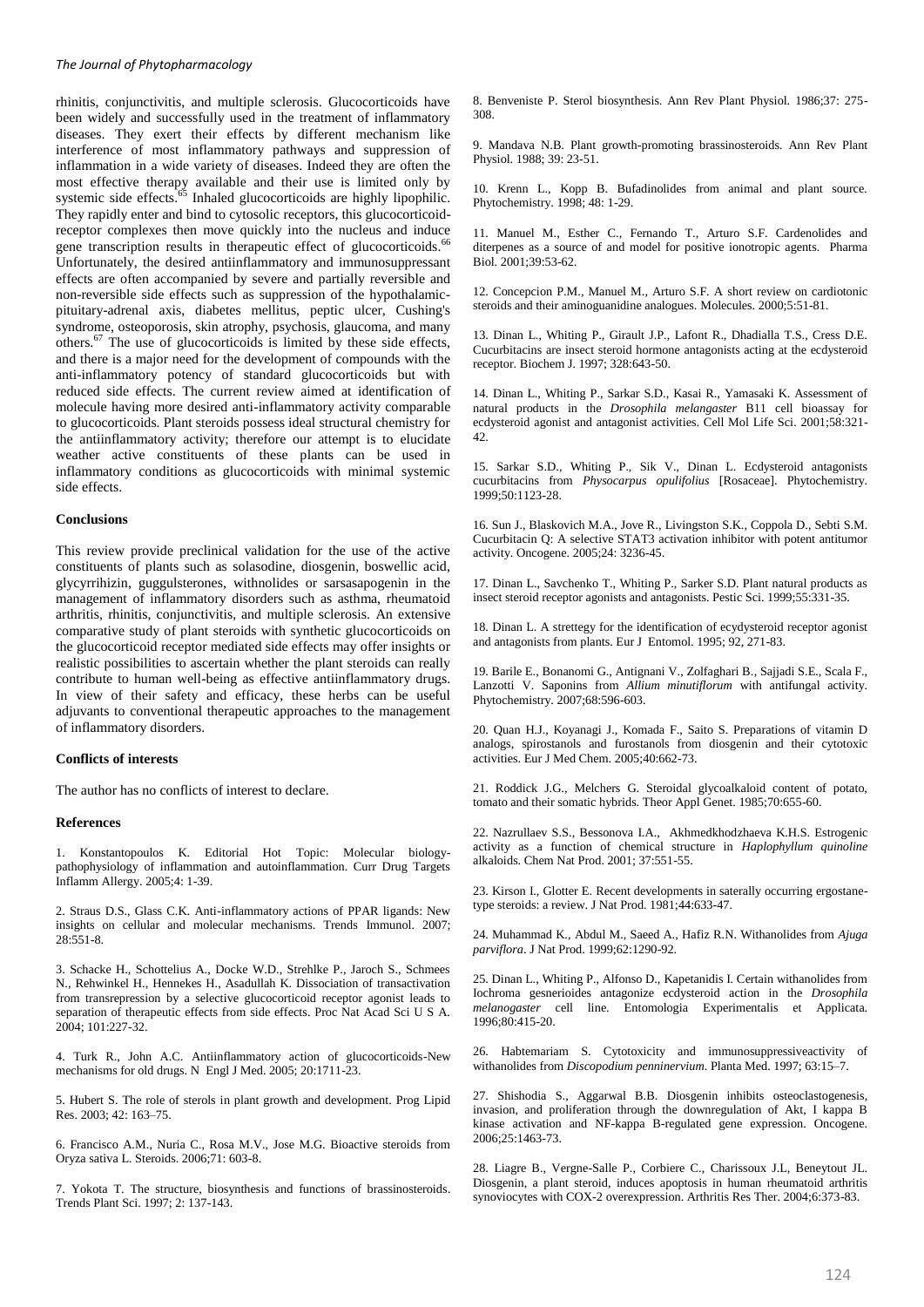rhinitis, conjunctivitis, and multiple sclerosis. Glucocorticoids have been widely and successfully used in the treatment of inflammatory diseases. They exert their effects by different mechanism like interference of most inflammatory pathways and suppression of inflammation in a wide variety of diseases. Indeed they are often the most effective therapy available and their use is limited only by systemic side effects.[65] Inhaled glucocorticoids are highly lipophilic. They rapidly enter and bind to cytosolic receptors, this glucocorticoid-receptor complexes then move quickly into the nucleus and induce gene transcription results in therapeutic effect of glucocorticoids.[66] Unfortunately, the desired antiinflammatory and immunosuppressant effects are often accompanied by severe and partially reversible and non-reversible side effects such as suppression of the hypothalamic-pituitary-adrenal axis, diabetes mellitus, peptic ulcer, Cushing's syndrome, osteoporosis, skin atrophy, psychosis, glaucoma, and many others.[67] The use of glucocorticoids is limited by these side effects, and there is a major need for the development of compounds with the anti-inflammatory potency of standard glucocorticoids but with reduced side effects. The current review aimed at identification of molecule having more desired anti-inflammatory activity comparable to glucocorticoids. Plant steroids possess ideal structural chemistry for the antiinflammatory activity; therefore our attempt is to elucidate weather active constituents of these plants can be used in inflammatory conditions as glucocorticoids with minimal systemic side effects.

### Conclusions

This review provide preclinical validation for the use of the active constituents of plants such as solasodine, diosgenin, boswellic acid, glycyrrihizin, guggulsterones, withnolides or sarsasapogenin in the management of inflammatory disorders such as asthma, rheumatoid arthritis, rhinitis, conjunctivitis, and multiple sclerosis. An extensive comparative study of plant steroids with synthetic glucocorticoids on the glucocorticoid receptor mediated side effects may offer insights or realistic possibilities to ascertain whether the plant steroids can really contribute to human well-being as effective antiinflammatory drugs. In view of their safety and efficacy, these herbs can be useful adjuvants to conventional therapeutic approaches to the management of inflammatory disorders.

### Conflicts of interests

The author has no conflicts of interest to declare.

### References

1. Konstantopoulos K. Editorial Hot Topic: Molecular biology-pathophysiology of inflammation and autoinflammation. Curr Drug Targets Inflamm Allergy. 2005;4: 1-39.

2. Straus D.S., Glass C.K. Anti-inflammatory actions of PPAR ligands: New insights on cellular and molecular mechanisms. Trends Immunol. 2007; 28:551-8.

3. Schacke H., Schottelius A., Docke W.D., Strehlke P., Jaroch S., Schmees N., Rehwinkel H., Hennekes H., Asadullah K. Dissociation of transactivation from transrepression by a selective glucocorticoid receptor agonist leads to separation of therapeutic effects from side effects. Proc Nat Acad Sci U S A. 2004; 101:227-32.

4. Turk R., John A.C. Antiinflammatory action of glucocorticoids-New mechanisms for old drugs. N Engl J Med. 2005; 20:1711-23.

5. Hubert S. The role of sterols in plant growth and development. Prog Lipid Res. 2003; 42: 163–75.

6. Francisco A.M., Nuria C., Rosa M.V., Jose M.G. Bioactive steroids from Oryza sativa L. Steroids. 2006;71: 603-8.

7. Yokota T. The structure, biosynthesis and functions of brassinosteroids. Trends Plant Sci. 1997; 2: 137-143.

8. Benveniste P. Sterol biosynthesis. Ann Rev Plant Physiol. 1986;37: 275-308.

9. Mandava N.B. Plant growth-promoting brassinosteroids. Ann Rev Plant Physiol. 1988; 39: 23-51.

10. Krenn L., Kopp B. Bufadinolides from animal and plant source. Phytochemistry. 1998; 48: 1-29.

11. Manuel M., Esther C., Fernando T., Arturo S.F. Cardenolides and diterpenes as a source of and model for positive ionotropic agents. Pharma Biol. 2001;39:53-62.

12. Concepcion P.M., Manuel M., Arturo S.F. A short review on cardiotonic steroids and their aminoguanidine analogues. Molecules. 2000;5:51-81.

13. Dinan L., Whiting P., Girault J.P., Lafont R., Dhadialla T.S., Cress D.E. Cucurbitacins are insect steroid hormone antagonists acting at the ecdysteroid receptor. Biochem J. 1997; 328:643-50.

14. Dinan L., Whiting P., Sarkar S.D., Kasai R., Yamasaki K. Assessment of natural products in the *Drosophila melangaster* B11 cell bioassay for ecdysteroid agonist and antagonist activities. Cell Mol Life Sci. 2001;58:321-42.

15. Sarkar S.D., Whiting P., Sik V., Dinan L. Ecdysteroid antagonists cucurbitacins from *Physocarpus opulifolius* [Rosaceae]. Phytochemistry. 1999;50:1123-28.

16. Sun J., Blaskovich M.A., Jove R., Livingston S.K., Coppola D., Sebti S.M. Cucurbitacin Q: A selective STAT3 activation inhibitor with potent antitumor activity. Oncogene. 2005;24: 3236-45.

17. Dinan L., Savchenko T., Whiting P., Sarker S.D. Plant natural products as insect steroid receptor agonists and antagonists. Pestic Sci. 1999;55:331-35.

18. Dinan L. A strettegy for the identification of ecydysteroid receptor agonist and antagonists from plants. Eur J Entomol. 1995; 92, 271-83.

19. Barile E., Bonanomi G., Antignani V., Zolfaghari B., Sajjadi S.E., Scala F., Lanzotti V. Saponins from *Allium minutiflorum* with antifungal activity. Phytochemistry. 2007;68:596-603.

20. Quan H.J., Koyanagi J., Komada F., Saito S. Preparations of vitamin D analogs, spirostanols and furostanols from diosgenin and their cytotoxic activities. Eur J Med Chem. 2005;40:662-73.

21. Roddick J.G., Melchers G. Steroidal glycoalkaloid content of potato, tomato and their somatic hybrids. Theor Appl Genet. 1985;70:655-60.

22. Nazrullaev S.S., Bessonova I.A., Akhmedkhodzhaeva K.H.S. Estrogenic activity as a function of chemical structure in *Haplophyllum quinoline* alkaloids. Chem Nat Prod. 2001; 37:551-55.

23. Kirson I., Glotter E. Recent developments in saterally occurring ergostane-type steroids: a review. J Nat Prod. 1981;44:633-47.

24. Muhammad K., Abdul M., Saeed A., Hafiz R.N. Withanolides from *Ajuga parviflora*. J Nat Prod. 1999;62:1290-92.

25. Dinan L., Whiting P., Alfonso D., Kapetanidis I. Certain withanolides from Iochroma gesnerioides antagonize ecdysteroid action in the *Drosophila melanogaster* cell line. Entomologia Experimentalis et Applicata. 1996;80:415-20.

26. Habtemariam S. Cytotoxicity and immunosuppressiveactivity of withanolides from *Discopodium penninervium*. Planta Med. 1997; 63:15–7.

27. Shishodia S., Aggarwal B.B. Diosgenin inhibits osteoclastogenesis, invasion, and proliferation through the downregulation of Akt, I kappa B kinase activation and NF-kappa B-regulated gene expression. Oncogene. 2006;25:1463-73.

28. Liagre B., Vergne-Salle P., Corbiere C., Charissoux J.L, Beneytout JL. Diosgenin, a plant steroid, induces apoptosis in human rheumatoid arthritis synoviocytes with COX-2 overexpression. Arthritis Res Ther. 2004;6:373-83.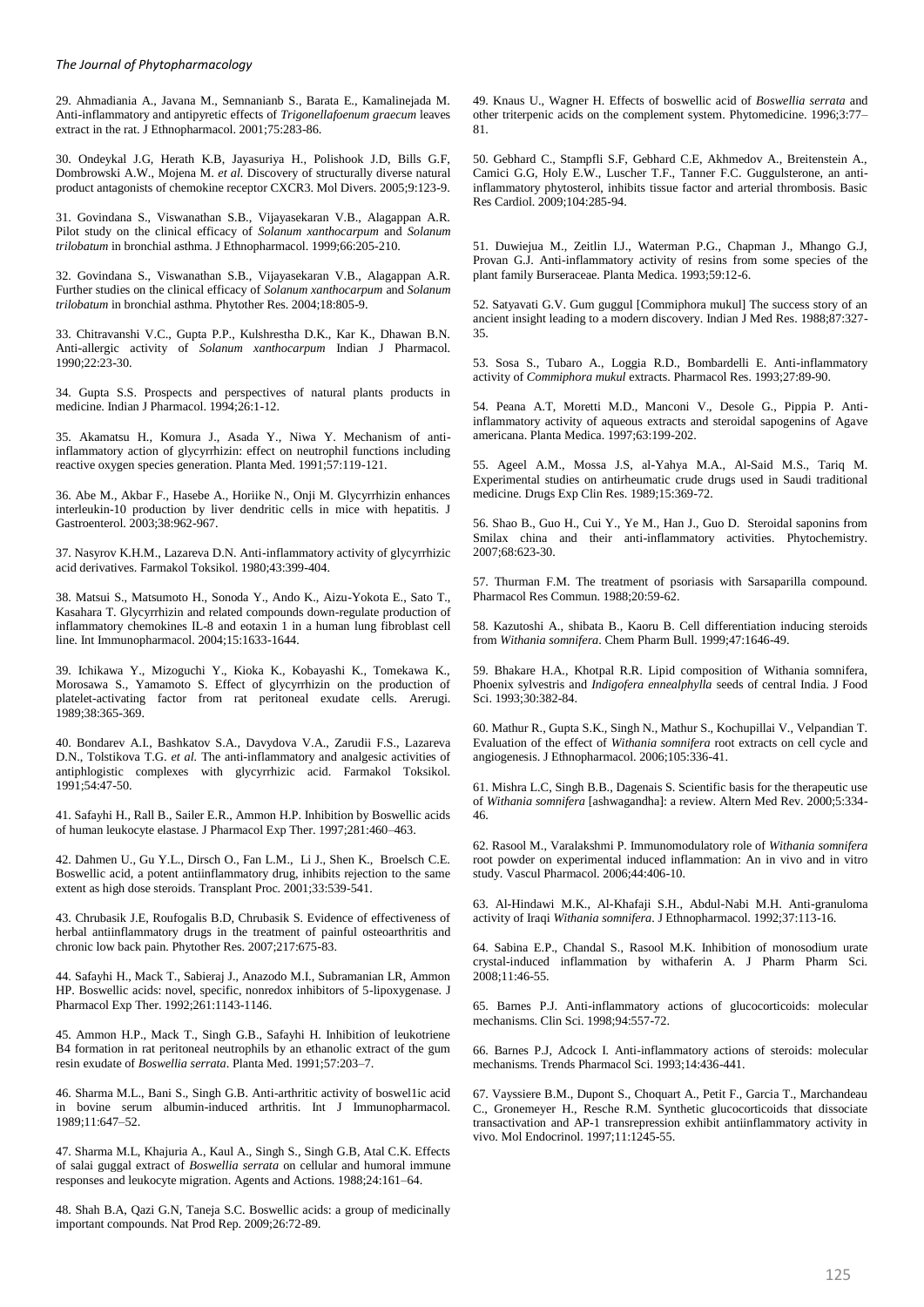29. Ahmadiania A., Javana M., Semnanianb S., Barata E., Kamalinejada M. Anti-inflammatory and antipyretic effects of *Trigonellafoenum graecum* leaves extract in the rat. J Ethnopharmacol. 2001;75:283-86.

30. Ondeykal J.G, Herath K.B, Jayasuriya H., Polishook J.D, Bills G.F, Dombrowski A.W., Mojena M. *et al.* Discovery of structurally diverse natural product antagonists of chemokine receptor CXCR3. Mol Divers. 2005;9:123-9.

31. Govindana S., Viswanathan S.B., Vijayasekaran V.B., Alagappan A.R. Pilot study on the clinical efficacy of *Solanum xanthocarpum* and *Solanum trilobatum* in bronchial asthma. J Ethnopharmacol. 1999;66:205-210.

32. Govindana S., Viswanathan S.B., Vijayasekaran V.B., Alagappan A.R. Further studies on the clinical efficacy of *Solanum xanthocarpum* and *Solanum trilobatum* in bronchial asthma. Phytother Res. 2004;18:805-9.

33. Chitravanshi V.C., Gupta P.P., Kulshrestha D.K., Kar K., Dhawan B.N. Anti-allergic activity of *Solanum xanthocarpum* Indian J Pharmacol. 1990;22:23-30.

34. Gupta S.S. Prospects and perspectives of natural plants products in medicine. Indian J Pharmacol. 1994;26:1-12.

35. Akamatsu H., Komura J., Asada Y., Niwa Y. Mechanism of anti-inflammatory action of glycyrrhizin: effect on neutrophil functions including reactive oxygen species generation. Planta Med. 1991;57:119-121.

36. Abe M., Akbar F., Hasebe A., Horiike N., Onji M. Glycyrrhizin enhances interleukin-10 production by liver dendritic cells in mice with hepatitis. J Gastroenterol. 2003;38:962-967.

37. Nasyrov K.H.M., Lazareva D.N. Anti-inflammatory activity of glycyrrhizic acid derivatives. Farmakol Toksikol. 1980;43:399-404.

38. Matsui S., Matsumoto H., Sonoda Y., Ando K., Aizu-Yokota E., Sato T., Kasahara T. Glycyrrhizin and related compounds down-regulate production of inflammatory chemokines IL-8 and eotaxin 1 in a human lung fibroblast cell line. Int Immunopharmacol. 2004;15:1633-1644.

39. Ichikawa Y., Mizoguchi Y., Kioka K., Kobayashi K., Tomekawa K., Morosawa S., Yamamoto S. Effect of glycyrrhizin on the production of platelet-activating factor from rat peritoneal exudate cells. Arerugi. 1989;38:365-369.

40. Bondarev A.I., Bashkatov S.A., Davydova V.A., Zarudii F.S., Lazareva D.N., Tolstikova T.G. *et al.* The anti-inflammatory and analgesic activities of antiphlogistic complexes with glycyrrhizic acid. Farmakol Toksikol. 1991;54:47-50.

41. Safayhi H., Rall B., Sailer E.R., Ammon H.P. Inhibition by Boswellic acids of human leukocyte elastase. J Pharmacol Exp Ther. 1997;281:460–463.

42. Dahmen U., Gu Y.L., Dirsch O., Fan L.M., Li J., Shen K., Broelsch C.E. Boswellic acid, a potent antiinflammatory drug, inhibits rejection to the same extent as high dose steroids. Transplant Proc. 2001;33:539-541.

43. Chrubasik J.E, Roufogalis B.D, Chrubasik S. Evidence of effectiveness of herbal antiinflammatory drugs in the treatment of painful osteoarthritis and chronic low back pain. Phytother Res. 2007;217:675-83.

44. Safayhi H., Mack T., Sabieraj J., Anazodo M.I., Subramanian LR, Ammon HP. Boswellic acids: novel, specific, nonredox inhibitors of 5-lipoxygenase. J Pharmacol Exp Ther. 1992;261:1143-1146.

45. Ammon H.P., Mack T., Singh G.B., Safayhi H. Inhibition of leukotriene B4 formation in rat peritoneal neutrophils by an ethanolic extract of the gum resin exudate of *Boswellia serrata*. Planta Med. 1991;57:203–7.

46. Sharma M.L., Bani S., Singh G.B. Anti-arthritic activity of boswel1ic acid in bovine serum albumin-induced arthritis. Int J Immunopharmacol. 1989;11:647–52.

47. Sharma M.L, Khajuria A., Kaul A., Singh S., Singh G.B, Atal C.K. Effects of salai guggal extract of *Boswellia serrata* on cellular and humoral immune responses and leukocyte migration. Agents and Actions. 1988;24:161–64.

48. Shah B.A, Qazi G.N, Taneja S.C. Boswellic acids: a group of medicinally important compounds. Nat Prod Rep. 2009;26:72-89.

49. Knaus U., Wagner H. Effects of boswellic acid of *Boswellia serrata* and other triterpenic acids on the complement system. Phytomedicine. 1996;3:77–81.

50. Gebhard C., Stampfli S.F, Gebhard C.E, Akhmedov A., Breitenstein A., Camici G.G, Holy E.W., Luscher T.F., Tanner F.C. Guggulsterone, an anti-inflammatory phytosterol, inhibits tissue factor and arterial thrombosis. Basic Res Cardiol. 2009;104:285-94.

51. Duwiejua M., Zeitlin I.J., Waterman P.G., Chapman J., Mhango G.J, Provan G.J. Anti-inflammatory activity of resins from some species of the plant family Burseraceae. Planta Medica. 1993;59:12-6.

52. Satyavati G.V. Gum guggul [Commiphora mukul] The success story of an ancient insight leading to a modern discovery. Indian J Med Res. 1988;87:327-35.

53. Sosa S., Tubaro A., Loggia R.D., Bombardelli E. Anti-inflammatory activity of *Commiphora mukul* extracts. Pharmacol Res. 1993;27:89-90.

54. Peana A.T, Moretti M.D., Manconi V., Desole G., Pippia P. Anti-inflammatory activity of aqueous extracts and steroidal sapogenins of Agave americana. Planta Medica. 1997;63:199-202.

55. Ageel A.M., Mossa J.S, al-Yahya M.A., Al-Said M.S., Tariq M. Experimental studies on antirheumatic crude drugs used in Saudi traditional medicine. Drugs Exp Clin Res. 1989;15:369-72.

56. Shao B., Guo H., Cui Y., Ye M., Han J., Guo D. Steroidal saponins from Smilax china and their anti-inflammatory activities. Phytochemistry. 2007;68:623-30.

57. Thurman F.M. The treatment of psoriasis with Sarsaparilla compound. Pharmacol Res Commun. 1988;20:59-62.

58. Kazutoshi A., shibata B., Kaoru B. Cell differentiation inducing steroids from *Withania somnifera*. Chem Pharm Bull. 1999;47:1646-49.

59. Bhakare H.A., Khotpal R.R. Lipid composition of Withania somnifera, Phoenix sylvestris and *Indigofera ennealphylla* seeds of central India. J Food Sci. 1993;30:382-84.

60. Mathur R., Gupta S.K., Singh N., Mathur S., Kochupillai V., Velpandian T. Evaluation of the effect of *Withania somnifera* root extracts on cell cycle and angiogenesis. J Ethnopharmacol. 2006;105:336-41.

61. Mishra L.C, Singh B.B., Dagenais S. Scientific basis for the therapeutic use of *Withania somnifera* [ashwagandha]: a review. Altern Med Rev. 2000;5:334-46.

62. Rasool M., Varalakshmi P. Immunomodulatory role of *Withania somnifera* root powder on experimental induced inflammation: An in vivo and in vitro study. Vascul Pharmacol. 2006;44:406-10.

63. Al-Hindawi M.K., Al-Khafaji S.H., Abdul-Nabi M.H. Anti-granuloma activity of Iraqi *Withania somnifera*. J Ethnopharmacol. 1992;37:113-16.

64. Sabina E.P., Chandal S., Rasool M.K. Inhibition of monosodium urate crystal-induced inflammation by withaferin A. J Pharm Pharm Sci. 2008;11:46-55.

65. Barnes P.J. Anti-inflammatory actions of glucocorticoids: molecular mechanisms. Clin Sci. 1998;94:557-72.

66. Barnes P.J, Adcock I. Anti-inflammatory actions of steroids: molecular mechanisms. Trends Pharmacol Sci. 1993;14:436-441.

67. Vayssiere B.M., Dupont S., Choquart A., Petit F., Garcia T., Marchandeau C., Gronemeyer H., Resche R.M. Synthetic glucocorticoids that dissociate transactivation and AP-1 transrepression exhibit antiinflammatory activity in vivo. Mol Endocrinol. 1997;11:1245-55.